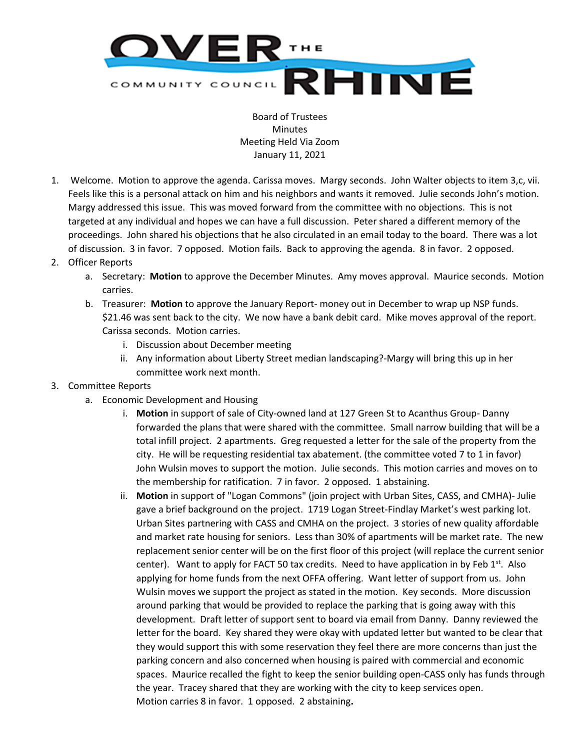# OVER THE RHINE COMMUNITY COUNCIL

Board of Trustees
Minutes
Meeting Held Via Zoom
January 11, 2021

1. Welcome. Motion to approve the agenda. Carissa moves. Margy seconds. John Walter objects to item 3,c, vii. Feels like this is a personal attack on him and his neighbors and wants it removed. Julie seconds John's motion. Margy addressed this issue. This was moved forward from the committee with no objections. This is not targeted at any individual and hopes we can have a full discussion. Peter shared a different memory of the proceedings. John shared his objections that he also circulated in an email today to the board. There was a lot of discussion. 3 in favor. 7 opposed. Motion fails. Back to approving the agenda. 8 in favor. 2 opposed.
2. Officer Reports
   a. Secretary: **Motion** to approve the December Minutes. Amy moves approval. Maurice seconds. Motion carries.
   b. Treasurer: **Motion** to approve the January Report- money out in December to wrap up NSP funds. $21.46 was sent back to the city. We now have a bank debit card. Mike moves approval of the report. Carissa seconds. Motion carries.
      i. Discussion about December meeting
      ii. Any information about Liberty Street median landscaping?-Margy will bring this up in her committee work next month.
3. Committee Reports
   a. Economic Development and Housing
      i. **Motion** in support of sale of City-owned land at 127 Green St to Acanthus Group- Danny forwarded the plans that were shared with the committee. Small narrow building that will be a total infill project. 2 apartments. Greg requested a letter for the sale of the property from the city. He will be requesting residential tax abatement. (the committee voted 7 to 1 in favor) John Wulsin moves to support the motion. Julie seconds. This motion carries and moves on to the membership for ratification. 7 in favor. 2 opposed. 1 abstaining.
      ii. **Motion** in support of "Logan Commons" (join project with Urban Sites, CASS, and CMHA)- Julie gave a brief background on the project. 1719 Logan Street-Findlay Market's west parking lot. Urban Sites partnering with CASS and CMHA on the project. 3 stories of new quality affordable and market rate housing for seniors. Less than 30% of apartments will be market rate. The new replacement senior center will be on the first floor of this project (will replace the current senior center). Want to apply for FACT 50 tax credits. Need to have application in by Feb 1st. Also applying for home funds from the next OFFA offering. Want letter of support from us. John Wulsin moves we support the project as stated in the motion. Key seconds. More discussion around parking that would be provided to replace the parking that is going away with this development. Draft letter of support sent to board via email from Danny. Danny reviewed the letter for the board. Key shared they were okay with updated letter but wanted to be clear that they would support this with some reservation they feel there are more concerns than just the parking concern and also concerned when housing is paired with commercial and economic spaces. Maurice recalled the fight to keep the senior building open-CASS only has funds through the year. Tracey shared that they are working with the city to keep services open.
         Motion carries 8 in favor. 1 opposed. 2 abstaining.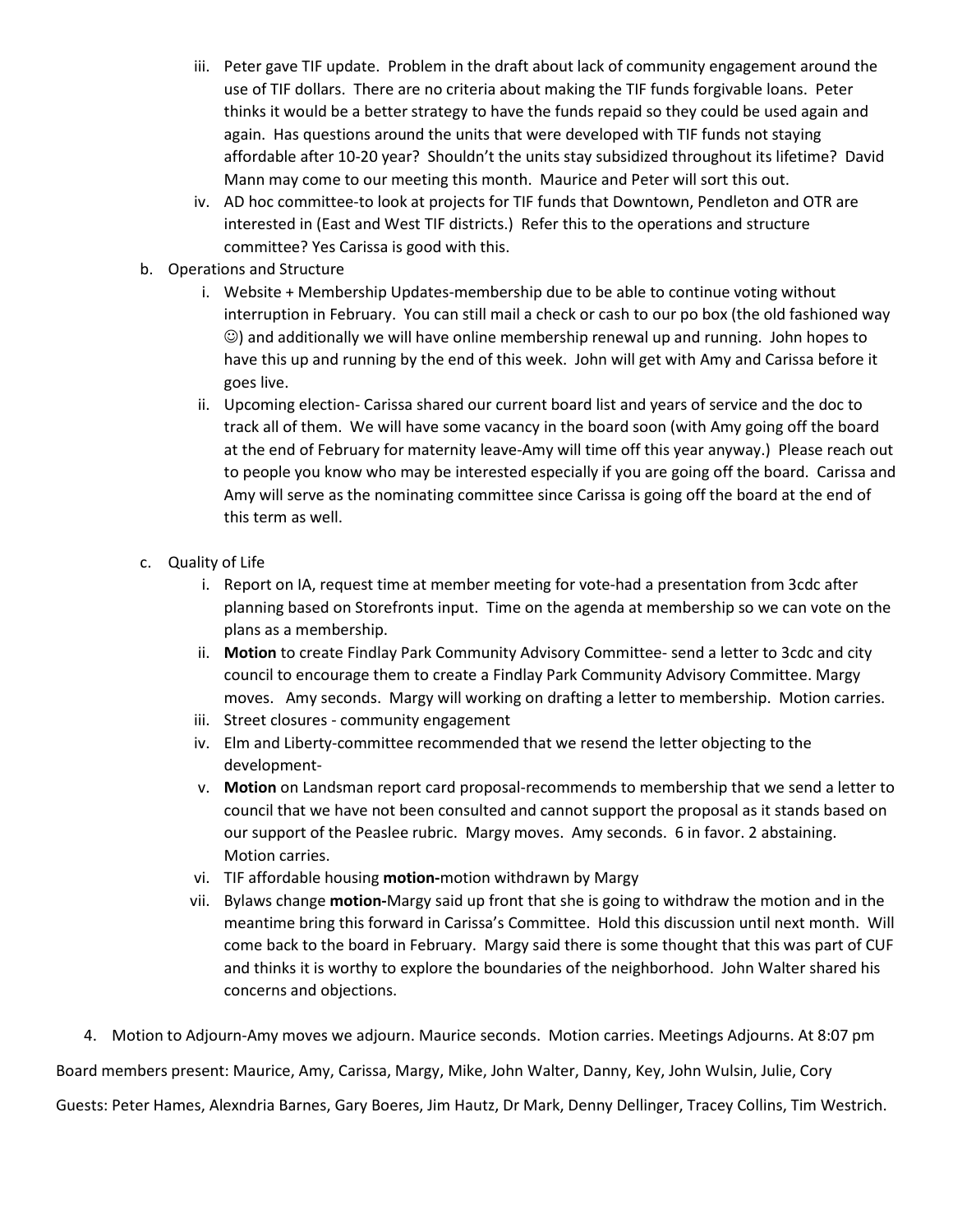iii. Peter gave TIF update. Problem in the draft about lack of community engagement around the use of TIF dollars. There are no criteria about making the TIF funds forgivable loans. Peter thinks it would be a better strategy to have the funds repaid so they could be used again and again. Has questions around the units that were developed with TIF funds not staying affordable after 10-20 year? Shouldn't the units stay subsidized throughout its lifetime? David Mann may come to our meeting this month. Maurice and Peter will sort this out.

iv. AD hoc committee-to look at projects for TIF funds that Downtown, Pendleton and OTR are interested in (East and West TIF districts.) Refer this to the operations and structure committee? Yes Carissa is good with this.

b. Operations and Structure

i. Website + Membership Updates-membership due to be able to continue voting without interruption in February. You can still mail a check or cash to our po box (the old fashioned way ☺) and additionally we will have online membership renewal up and running. John hopes to have this up and running by the end of this week. John will get with Amy and Carissa before it goes live.

ii. Upcoming election- Carissa shared our current board list and years of service and the doc to track all of them. We will have some vacancy in the board soon (with Amy going off the board at the end of February for maternity leave-Amy will time off this year anyway.) Please reach out to people you know who may be interested especially if you are going off the board. Carissa and Amy will serve as the nominating committee since Carissa is going off the board at the end of this term as well.

c. Quality of Life

i. Report on IA, request time at member meeting for vote-had a presentation from 3cdc after planning based on Storefronts input. Time on the agenda at membership so we can vote on the plans as a membership.

ii. **Motion** to create Findlay Park Community Advisory Committee- send a letter to 3cdc and city council to encourage them to create a Findlay Park Community Advisory Committee. Margy moves. Amy seconds. Margy will working on drafting a letter to membership. Motion carries.

iii. Street closures - community engagement

iv. Elm and Liberty-committee recommended that we resend the letter objecting to the development-

v. **Motion** on Landsman report card proposal-recommends to membership that we send a letter to council that we have not been consulted and cannot support the proposal as it stands based on our support of the Peaslee rubric. Margy moves. Amy seconds. 6 in favor. 2 abstaining. Motion carries.

vi. TIF affordable housing **motion-**motion withdrawn by Margy

vii. Bylaws change **motion-**Margy said up front that she is going to withdraw the motion and in the meantime bring this forward in Carissa's Committee. Hold this discussion until next month. Will come back to the board in February. Margy said there is some thought that this was part of CUF and thinks it is worthy to explore the boundaries of the neighborhood. John Walter shared his concerns and objections.

4. Motion to Adjourn-Amy moves we adjourn. Maurice seconds. Motion carries. Meetings Adjourns. At 8:07 pm

Board members present: Maurice, Amy, Carissa, Margy, Mike, John Walter, Danny, Key, John Wulsin, Julie, Cory

Guests: Peter Hames, Alexndria Barnes, Gary Boeres, Jim Hautz, Dr Mark, Denny Dellinger, Tracey Collins, Tim Westrich.